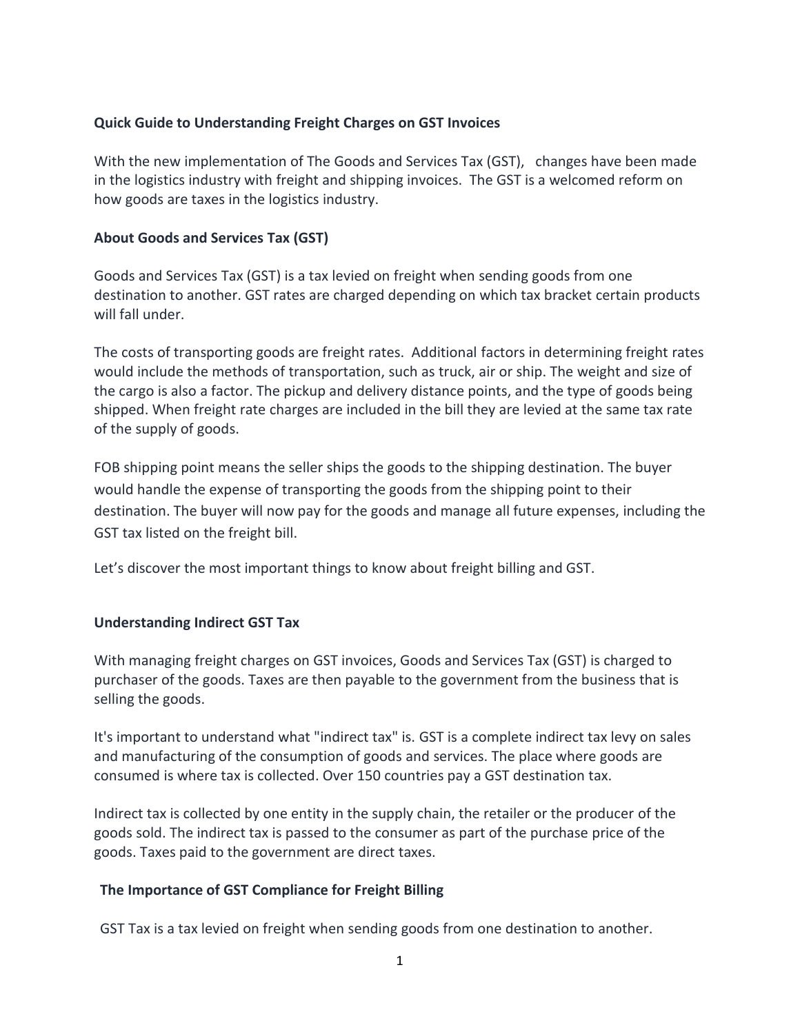**Quick Guide to Understanding Freight Charges on GST Invoices**

With the new implementation of The Goods and Services Tax (GST), changes have been made in the logistics industry with freight and shipping invoices. The GST is a welcomed reform on how goods are taxes in the logistics industry.

**About Goods and Services Tax (GST)**

Goods and Services Tax (GST) is a tax levied on freight when sending goods from one destination to another. GST rates are charged depending on which tax bracket certain products will fall under.

The costs of transporting goods are freight rates. Additional factors in determining freight rates would include the methods of transportation, such as truck, air or ship. The weight and size of the cargo is also a factor. The pickup and delivery distance points, and the type of goods being shipped. When freight rate charges are included in the bill they are levied at the same tax rate of the supply of goods.

FOB shipping point means the seller ships the goods to the shipping destination. The buyer would handle the expense of transporting the goods from the shipping point to their destination. The buyer will now pay for the goods and manage all future expenses, including the GST tax listed on the freight bill.

Let's discover the most important things to know about freight billing and GST.

**Understanding Indirect GST Tax**

With managing freight charges on GST invoices, Goods and Services Tax (GST) is charged to purchaser of the goods. Taxes are then payable to the government from the business that is selling the goods.

It's important to understand what "indirect tax" is. GST is a complete indirect tax levy on sales and manufacturing of the consumption of goods and services. The place where goods are consumed is where tax is collected. Over 150 countries pay a GST destination tax.

Indirect tax is collected by one entity in the supply chain, the retailer or the producer of the goods sold. The indirect tax is passed to the consumer as part of the purchase price of the goods. Taxes paid to the government are direct taxes.

**The Importance of GST Compliance for Freight Billing**

GST Tax is a tax levied on freight when sending goods from one destination to another.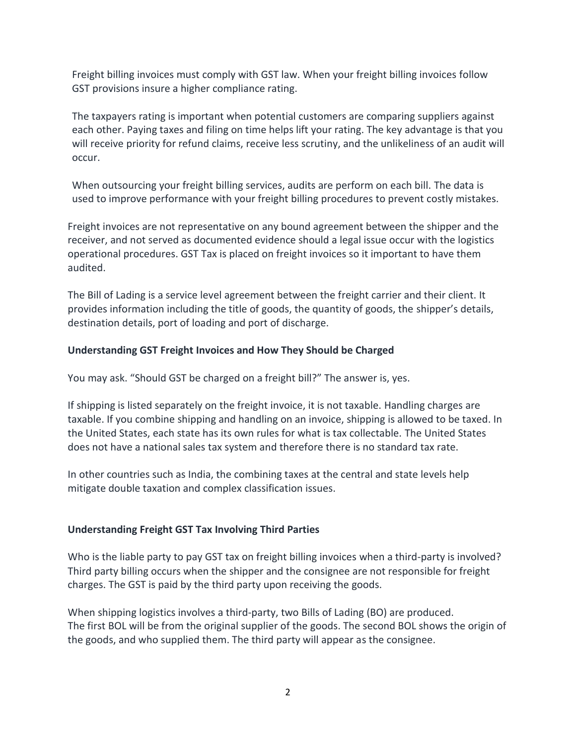Freight billing invoices must comply with GST law. When your freight billing invoices follow GST provisions insure a higher compliance rating.

The taxpayers rating is important when potential customers are comparing suppliers against each other. Paying taxes and filing on time helps lift your rating. The key advantage is that you will receive priority for refund claims, receive less scrutiny, and the unlikeliness of an audit will occur.

When outsourcing your freight billing services, audits are perform on each bill. The data is used to improve performance with your freight billing procedures to prevent costly mistakes.

Freight invoices are not representative on any bound agreement between the shipper and the receiver, and not served as documented evidence should a legal issue occur with the logistics operational procedures. GST Tax is placed on freight invoices so it important to have them audited.

The Bill of Lading is a service level agreement between the freight carrier and their client. It provides information including the title of goods, the quantity of goods, the shipper's details, destination details, port of loading and port of discharge.

**Understanding GST Freight Invoices and How They Should be Charged**

You may ask. "Should GST be charged on a freight bill?" The answer is, yes.

If shipping is listed separately on the freight invoice, it is not taxable. Handling charges are taxable. If you combine shipping and handling on an invoice, shipping is allowed to be taxed. In the United States, each state has its own rules for what is tax collectable. The United States does not have a national sales tax system and therefore there is no standard tax rate.

In other countries such as India, the combining taxes at the central and state levels help mitigate double taxation and complex classification issues.

**Understanding Freight GST Tax Involving Third Parties**

Who is the liable party to pay GST tax on freight billing invoices when a third-party is involved? Third party billing occurs when the shipper and the consignee are not responsible for freight charges. The GST is paid by the third party upon receiving the goods.

When shipping logistics involves a third-party, two Bills of Lading (BO) are produced. The first BOL will be from the original supplier of the goods. The second BOL shows the origin of the goods, and who supplied them. The third party will appear as the consignee.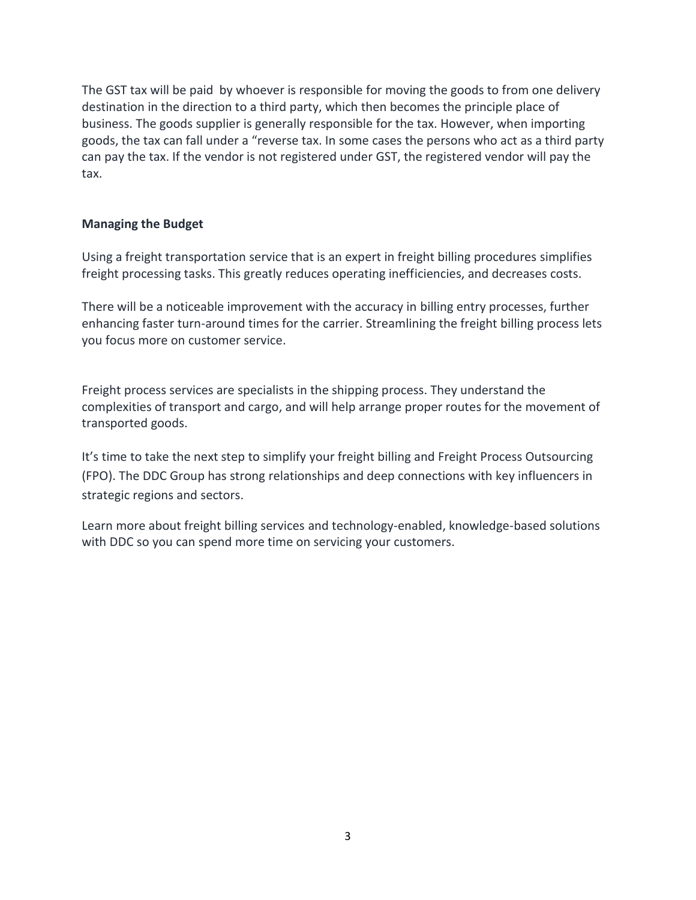The GST tax will be paid by whoever is responsible for moving the goods to from one delivery destination in the direction to a third party, which then becomes the principle place of business. The goods supplier is generally responsible for the tax. However, when importing goods, the tax can fall under a "reverse tax. In some cases the persons who act as a third party can pay the tax. If the vendor is not registered under GST, the registered vendor will pay the tax.

**Managing the Budget**

Using a freight transportation service that is an expert in freight billing procedures simplifies freight processing tasks. This greatly reduces operating inefficiencies, and decreases costs.

There will be a noticeable improvement with the accuracy in billing entry processes, further enhancing faster turn-around times for the carrier. Streamlining the freight billing process lets you focus more on customer service.

Freight process services are specialists in the shipping process. They understand the complexities of transport and cargo, and will help arrange proper routes for the movement of transported goods.

It's time to take the next step to simplify your freight billing and Freight Process Outsourcing (FPO). The DDC Group has strong relationships and deep connections with key influencers in strategic regions and sectors.

Learn more about freight billing services and technology-enabled, knowledge-based solutions with DDC so you can spend more time on servicing your customers.